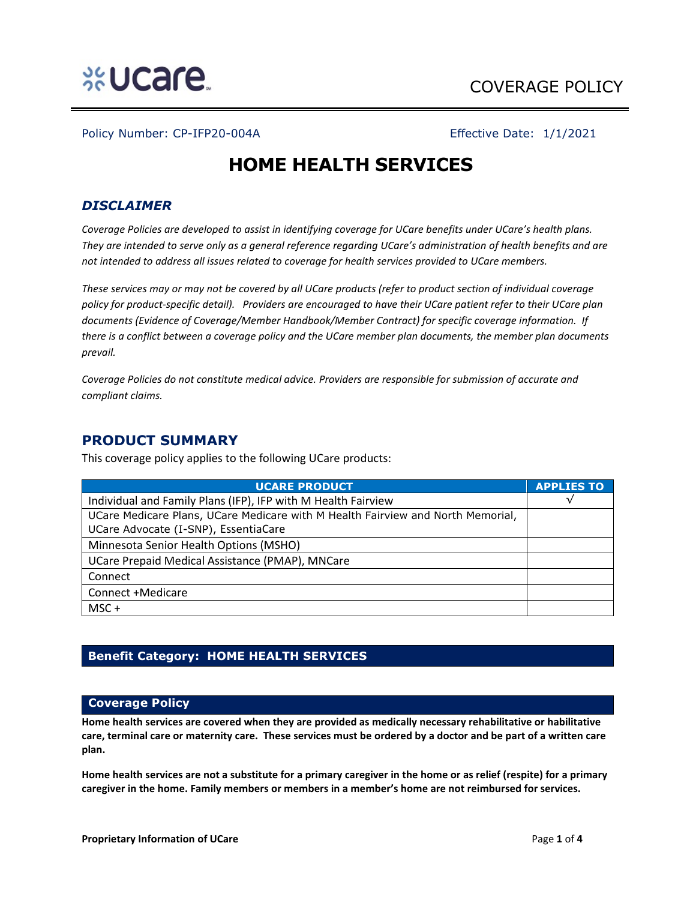COVERAGE POLICY

Policy Number: CP-IFP20-004A    Effective Date: 1/1/2021

# HOME HEALTH SERVICES

## *DISCLAIMER*

*Coverage Policies are developed to assist in identifying coverage for UCare benefits under UCare's health plans. They are intended to serve only as a general reference regarding UCare's administration of health benefits and are not intended to address all issues related to coverage for health services provided to UCare members.*

*These services may or may not be covered by all UCare products (refer to product section of individual coverage policy for product-specific detail). Providers are encouraged to have their UCare patient refer to their UCare plan documents (Evidence of Coverage/Member Handbook/Member Contract) for specific coverage information. If there is a conflict between a coverage policy and the UCare member plan documents, the member plan documents prevail.*

*Coverage Policies do not constitute medical advice. Providers are responsible for submission of accurate and compliant claims.*

## PRODUCT SUMMARY

This coverage policy applies to the following UCare products:

| UCARE PRODUCT | APPLIES TO |
|---|---|
| Individual and Family Plans (IFP), IFP with M Health Fairview | √ |
| UCare Medicare Plans, UCare Medicare with M Health Fairview and North Memorial, UCare Advocate (I-SNP), EssentiaCare | |
| Minnesota Senior Health Options (MSHO) | |
| UCare Prepaid Medical Assistance (PMAP), MNCare | |
| Connect | |
| Connect +Medicare | |
| MSC + | |

## Benefit Category: HOME HEALTH SERVICES

### Coverage Policy

**Home health services are covered when they are provided as medically necessary rehabilitative or habilitative care, terminal care or maternity care. These services must be ordered by a doctor and be part of a written care plan.**

**Home health services are not a substitute for a primary caregiver in the home or as relief (respite) for a primary caregiver in the home. Family members or members in a member's home are not reimbursed for services.**

**Proprietary Information of UCare**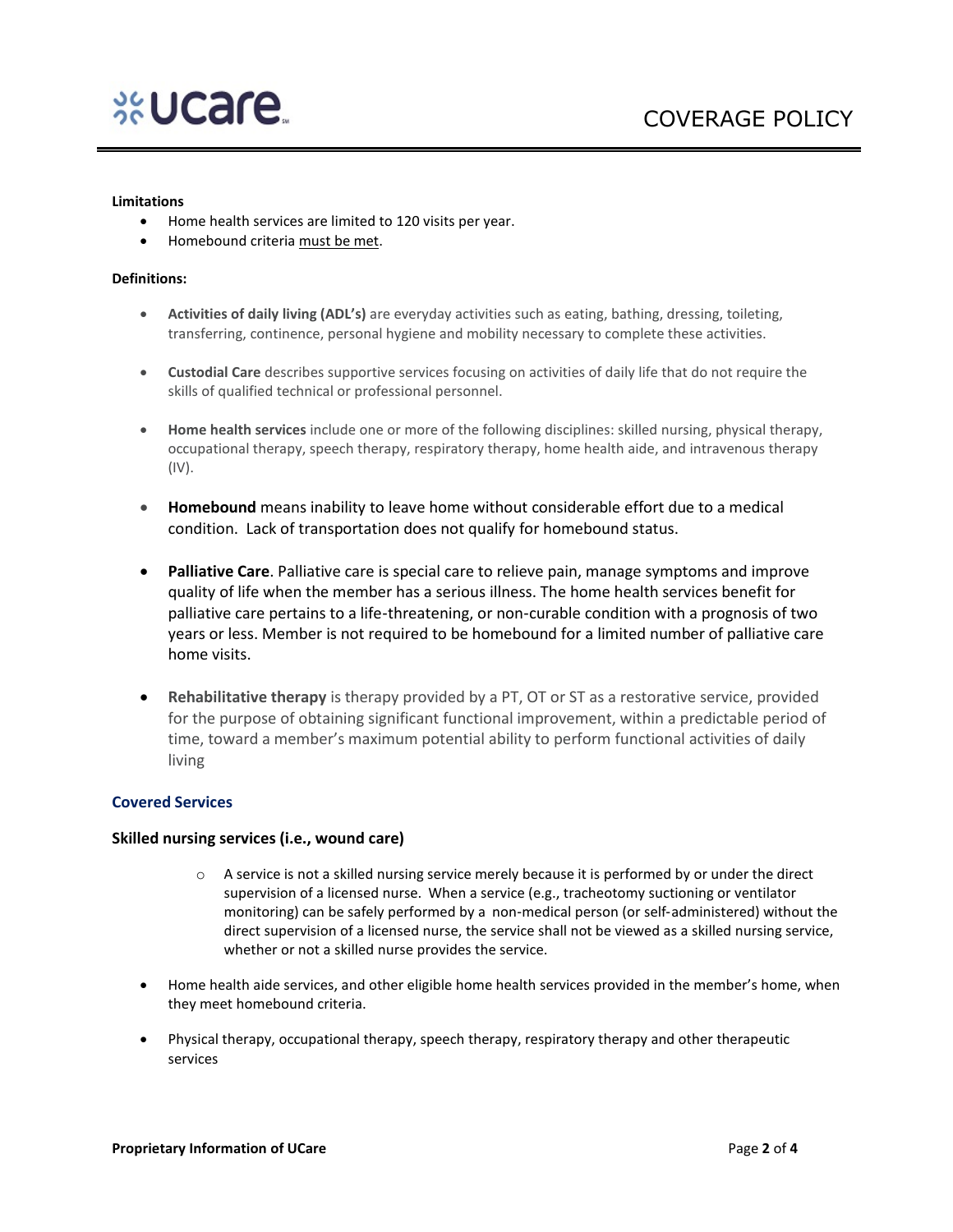**Limitations**

- Home health services are limited to 120 visits per year.
- Homebound criteria must be met.

**Definitions:**

- **Activities of daily living (ADL's)** are everyday activities such as eating, bathing, dressing, toileting, transferring, continence, personal hygiene and mobility necessary to complete these activities.

- **Custodial Care** describes supportive services focusing on activities of daily life that do not require the skills of qualified technical or professional personnel.

- **Home health services** include one or more of the following disciplines: skilled nursing, physical therapy, occupational therapy, speech therapy, respiratory therapy, home health aide, and intravenous therapy (IV).

- **Homebound** means inability to leave home without considerable effort due to a medical condition. Lack of transportation does not qualify for homebound status.

- **Palliative Care**. Palliative care is special care to relieve pain, manage symptoms and improve quality of life when the member has a serious illness. The home health services benefit for palliative care pertains to a life-threatening, or non-curable condition with a prognosis of two years or less. Member is not required to be homebound for a limited number of palliative care home visits.

- **Rehabilitative therapy** is therapy provided by a PT, OT or ST as a restorative service, provided for the purpose of obtaining significant functional improvement, within a predictable period of time, toward a member's maximum potential ability to perform functional activities of daily living

## Covered Services

### Skilled nursing services (i.e., wound care)

  - A service is not a skilled nursing service merely because it is performed by or under the direct supervision of a licensed nurse. When a service (e.g., tracheotomy suctioning or ventilator monitoring) can be safely performed by a non-medical person (or self-administered) without the direct supervision of a licensed nurse, the service shall not be viewed as a skilled nursing service, whether or not a skilled nurse provides the service.

- Home health aide services, and other eligible home health services provided in the member's home, when they meet homebound criteria.

- Physical therapy, occupational therapy, speech therapy, respiratory therapy and other therapeutic services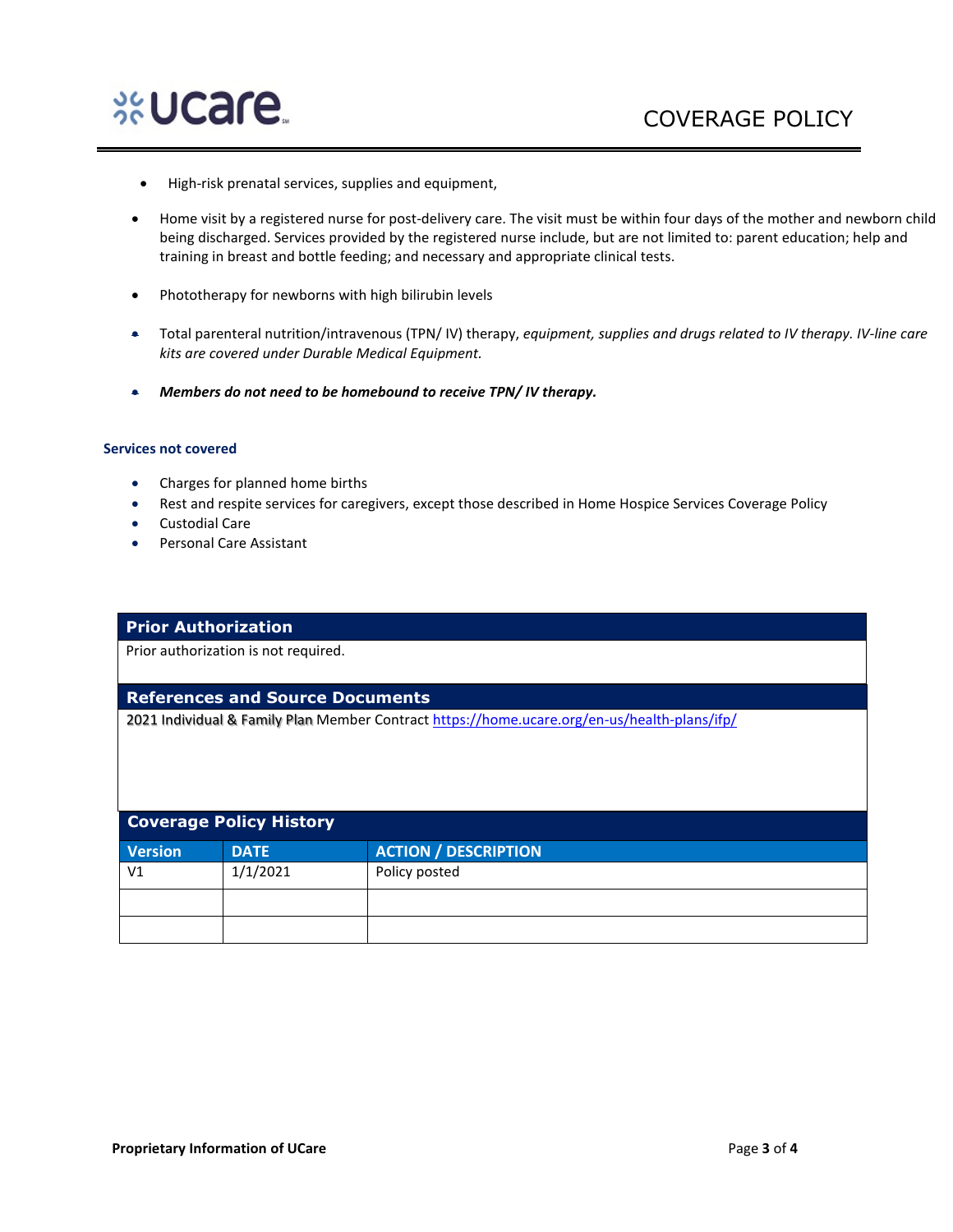- High-risk prenatal services, supplies and equipment,
- Home visit by a registered nurse for post-delivery care. The visit must be within four days of the mother and newborn child being discharged. Services provided by the registered nurse include, but are not limited to: parent education; help and training in breast and bottle feeding; and necessary and appropriate clinical tests.
- Phototherapy for newborns with high bilirubin levels
- Total parenteral nutrition/intravenous (TPN/ IV) therapy, *equipment, supplies and drugs related to IV therapy. IV-line care kits are covered under Durable Medical Equipment.*
- ***Members do not need to be homebound to receive TPN/ IV therapy.***

### Services not covered

- Charges for planned home births
- Rest and respite services for caregivers, except those described in Home Hospice Services Coverage Policy
- Custodial Care
- Personal Care Assistant

## Prior Authorization

Prior authorization is not required.

## References and Source Documents

2021 Individual & Family Plan Member Contract https://home.ucare.org/en-us/health-plans/ifp/

## Coverage Policy History

| Version | DATE | ACTION / DESCRIPTION |
|---|---|---|
| V1 | 1/1/2021 | Policy posted |
| | | |
| | | |

**Proprietary Information of UCare**